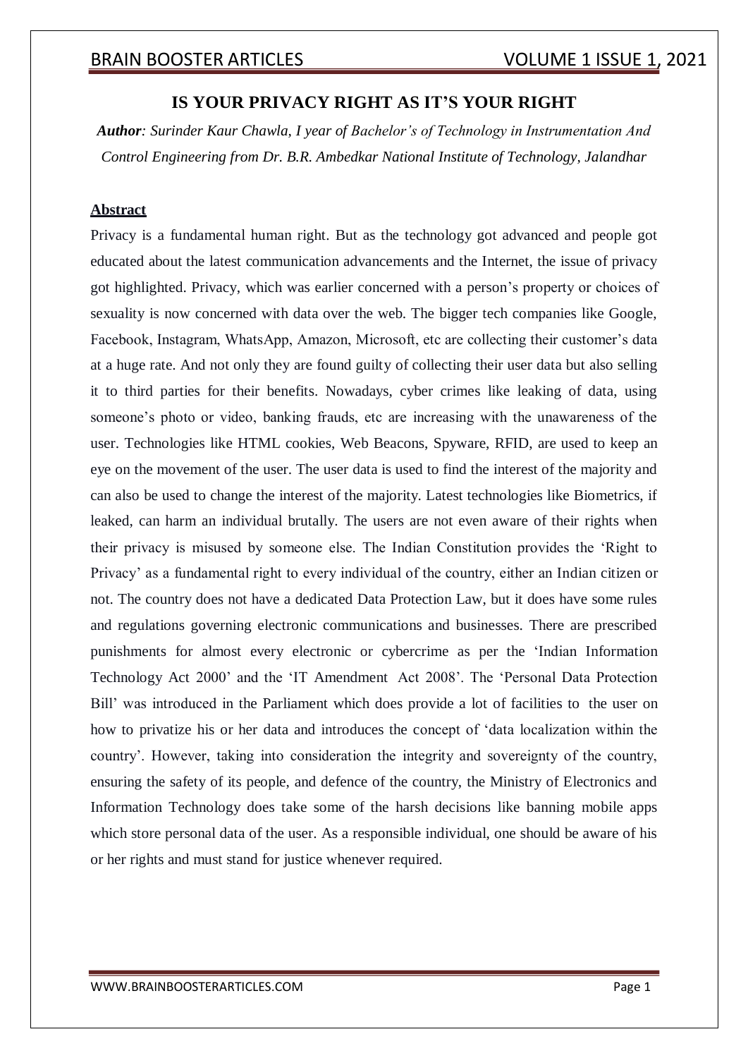# IS YOUR PRIVACY RIGHT AS IT'S YOUR RIGHT

***Author**: Surinder Kaur Chawla, I year of Bachelor's of Technology in Instrumentation And Control Engineering from Dr. B.R. Ambedkar National Institute of Technology, Jalandhar*

## Abstract

Privacy is a fundamental human right. But as the technology got advanced and people got educated about the latest communication advancements and the Internet, the issue of privacy got highlighted. Privacy, which was earlier concerned with a person's property or choices of sexuality is now concerned with data over the web. The bigger tech companies like Google, Facebook, Instagram, WhatsApp, Amazon, Microsoft, etc are collecting their customer's data at a huge rate. And not only they are found guilty of collecting their user data but also selling it to third parties for their benefits. Nowadays, cyber crimes like leaking of data, using someone's photo or video, banking frauds, etc are increasing with the unawareness of the user. Technologies like HTML cookies, Web Beacons, Spyware, RFID, are used to keep an eye on the movement of the user. The user data is used to find the interest of the majority and can also be used to change the interest of the majority. Latest technologies like Biometrics, if leaked, can harm an individual brutally. The users are not even aware of their rights when their privacy is misused by someone else. The Indian Constitution provides the 'Right to Privacy' as a fundamental right to every individual of the country, either an Indian citizen or not. The country does not have a dedicated Data Protection Law, but it does have some rules and regulations governing electronic communications and businesses. There are prescribed punishments for almost every electronic or cybercrime as per the 'Indian Information Technology Act 2000' and the 'IT Amendment Act 2008'. The 'Personal Data Protection Bill' was introduced in the Parliament which does provide a lot of facilities to the user on how to privatize his or her data and introduces the concept of 'data localization within the country'. However, taking into consideration the integrity and sovereignty of the country, ensuring the safety of its people, and defence of the country, the Ministry of Electronics and Information Technology does take some of the harsh decisions like banning mobile apps which store personal data of the user. As a responsible individual, one should be aware of his or her rights and must stand for justice whenever required.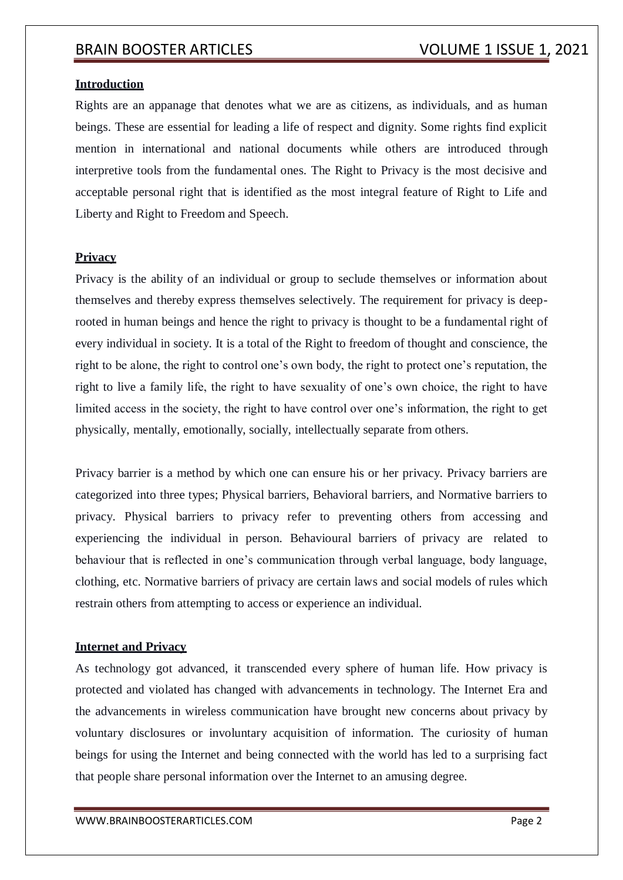## Introduction

Rights are an appanage that denotes what we are as citizens, as individuals, and as human beings. These are essential for leading a life of respect and dignity. Some rights find explicit mention in international and national documents while others are introduced through interpretive tools from the fundamental ones. The Right to Privacy is the most decisive and acceptable personal right that is identified as the most integral feature of Right to Life and Liberty and Right to Freedom and Speech.

## Privacy

Privacy is the ability of an individual or group to seclude themselves or information about themselves and thereby express themselves selectively. The requirement for privacy is deep-rooted in human beings and hence the right to privacy is thought to be a fundamental right of every individual in society. It is a total of the Right to freedom of thought and conscience, the right to be alone, the right to control one's own body, the right to protect one's reputation, the right to live a family life, the right to have sexuality of one's own choice, the right to have limited access in the society, the right to have control over one's information, the right to get physically, mentally, emotionally, socially, intellectually separate from others.

Privacy barrier is a method by which one can ensure his or her privacy. Privacy barriers are categorized into three types; Physical barriers, Behavioral barriers, and Normative barriers to privacy. Physical barriers to privacy refer to preventing others from accessing and experiencing the individual in person. Behavioural barriers of privacy are related to behaviour that is reflected in one's communication through verbal language, body language, clothing, etc. Normative barriers of privacy are certain laws and social models of rules which restrain others from attempting to access or experience an individual.

## Internet and Privacy

As technology got advanced, it transcended every sphere of human life. How privacy is protected and violated has changed with advancements in technology. The Internet Era and the advancements in wireless communication have brought new concerns about privacy by voluntary disclosures or involuntary acquisition of information. The curiosity of human beings for using the Internet and being connected with the world has led to a surprising fact that people share personal information over the Internet to an amusing degree.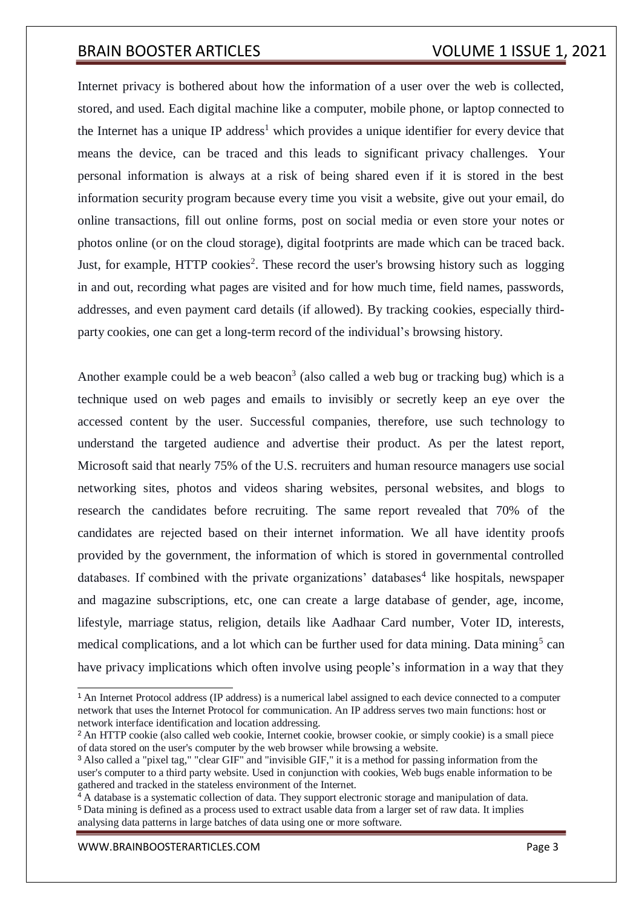Internet privacy is bothered about how the information of a user over the web is collected, stored, and used. Each digital machine like a computer, mobile phone, or laptop connected to the Internet has a unique IP address[1] which provides a unique identifier for every device that means the device, can be traced and this leads to significant privacy challenges. Your personal information is always at a risk of being shared even if it is stored in the best information security program because every time you visit a website, give out your email, do online transactions, fill out online forms, post on social media or even store your notes or photos online (or on the cloud storage), digital footprints are made which can be traced back. Just, for example, HTTP cookies[2]. These record the user's browsing history such as logging in and out, recording what pages are visited and for how much time, field names, passwords, addresses, and even payment card details (if allowed). By tracking cookies, especially third-party cookies, one can get a long-term record of the individual's browsing history.

Another example could be a web beacon[3] (also called a web bug or tracking bug) which is a technique used on web pages and emails to invisibly or secretly keep an eye over the accessed content by the user. Successful companies, therefore, use such technology to understand the targeted audience and advertise their product. As per the latest report, Microsoft said that nearly 75% of the U.S. recruiters and human resource managers use social networking sites, photos and videos sharing websites, personal websites, and blogs to research the candidates before recruiting. The same report revealed that 70% of the candidates are rejected based on their internet information. We all have identity proofs provided by the government, the information of which is stored in governmental controlled databases. If combined with the private organizations' databases[4] like hospitals, newspaper and magazine subscriptions, etc, one can create a large database of gender, age, income, lifestyle, marriage status, religion, details like Aadhaar Card number, Voter ID, interests, medical complications, and a lot which can be further used for data mining. Data mining[5] can have privacy implications which often involve using people's information in a way that they

---

[1] An Internet Protocol address (IP address) is a numerical label assigned to each device connected to a computer network that uses the Internet Protocol for communication. An IP address serves two main functions: host or network interface identification and location addressing.

[2] An HTTP cookie (also called web cookie, Internet cookie, browser cookie, or simply cookie) is a small piece of data stored on the user's computer by the web browser while browsing a website.

[3] Also called a "pixel tag," "clear GIF" and "invisible GIF," it is a method for passing information from the user's computer to a third party website. Used in conjunction with cookies, Web bugs enable information to be gathered and tracked in the stateless environment of the Internet.

[4] A database is a systematic collection of data. They support electronic storage and manipulation of data.

[5] Data mining is defined as a process used to extract usable data from a larger set of raw data. It implies analysing data patterns in large batches of data using one or more software.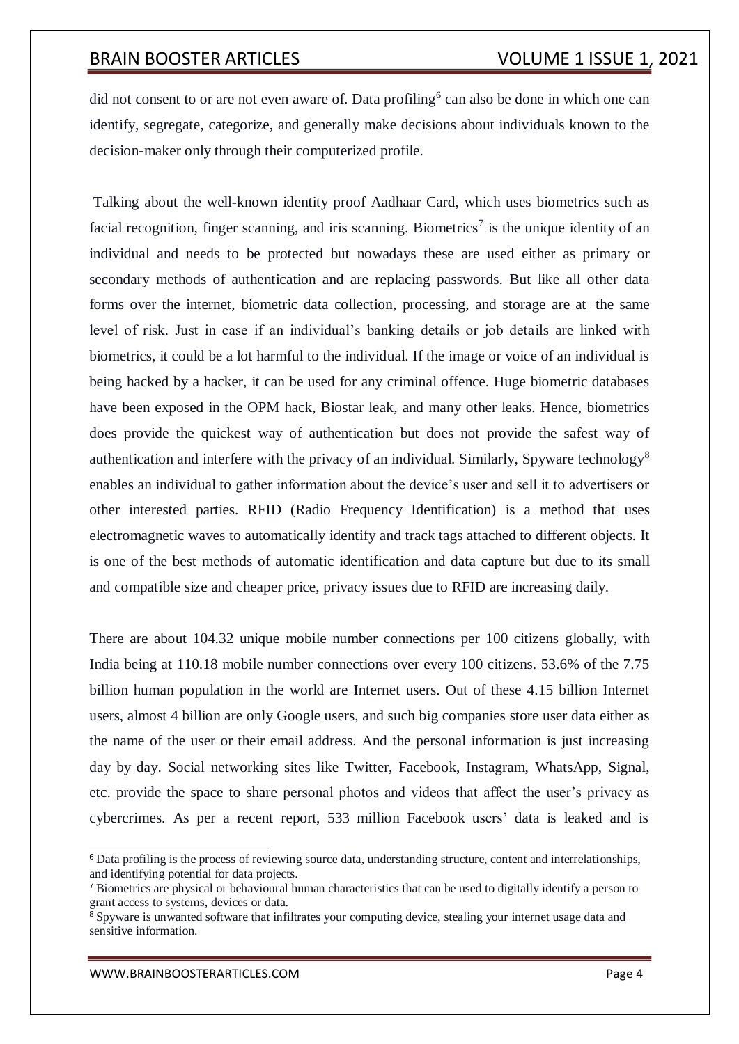did not consent to or are not even aware of. Data profiling[6] can also be done in which one can identify, segregate, categorize, and generally make decisions about individuals known to the decision-maker only through their computerized profile.

Talking about the well-known identity proof Aadhaar Card, which uses biometrics such as facial recognition, finger scanning, and iris scanning. Biometrics[7] is the unique identity of an individual and needs to be protected but nowadays these are used either as primary or secondary methods of authentication and are replacing passwords. But like all other data forms over the internet, biometric data collection, processing, and storage are at the same level of risk. Just in case if an individual's banking details or job details are linked with biometrics, it could be a lot harmful to the individual. If the image or voice of an individual is being hacked by a hacker, it can be used for any criminal offence. Huge biometric databases have been exposed in the OPM hack, Biostar leak, and many other leaks. Hence, biometrics does provide the quickest way of authentication but does not provide the safest way of authentication and interfere with the privacy of an individual. Similarly, Spyware technology[8] enables an individual to gather information about the device's user and sell it to advertisers or other interested parties. RFID (Radio Frequency Identification) is a method that uses electromagnetic waves to automatically identify and track tags attached to different objects. It is one of the best methods of automatic identification and data capture but due to its small and compatible size and cheaper price, privacy issues due to RFID are increasing daily.

There are about 104.32 unique mobile number connections per 100 citizens globally, with India being at 110.18 mobile number connections over every 100 citizens. 53.6% of the 7.75 billion human population in the world are Internet users. Out of these 4.15 billion Internet users, almost 4 billion are only Google users, and such big companies store user data either as the name of the user or their email address. And the personal information is just increasing day by day. Social networking sites like Twitter, Facebook, Instagram, WhatsApp, Signal, etc. provide the space to share personal photos and videos that affect the user's privacy as cybercrimes. As per a recent report, 533 million Facebook users' data is leaked and is

---

[6] Data profiling is the process of reviewing source data, understanding structure, content and interrelationships, and identifying potential for data projects.

[7] Biometrics are physical or behavioural human characteristics that can be used to digitally identify a person to grant access to systems, devices or data.

[8] Spyware is unwanted software that infiltrates your computing device, stealing your internet usage data and sensitive information.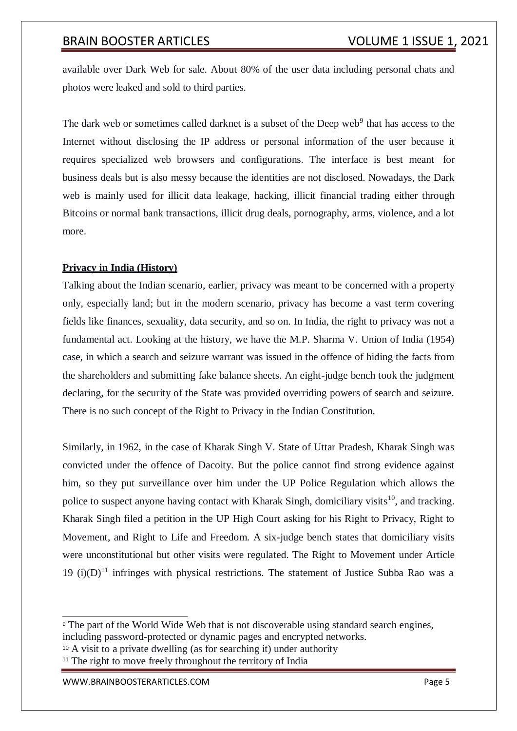available over Dark Web for sale. About 80% of the user data including personal chats and photos were leaked and sold to third parties.

The dark web or sometimes called darknet is a subset of the Deep web[9] that has access to the Internet without disclosing the IP address or personal information of the user because it requires specialized web browsers and configurations. The interface is best meant for business deals but is also messy because the identities are not disclosed. Nowadays, the Dark web is mainly used for illicit data leakage, hacking, illicit financial trading either through Bitcoins or normal bank transactions, illicit drug deals, pornography, arms, violence, and a lot more.

**Privacy in India (History)**

Talking about the Indian scenario, earlier, privacy was meant to be concerned with a property only, especially land; but in the modern scenario, privacy has become a vast term covering fields like finances, sexuality, data security, and so on. In India, the right to privacy was not a fundamental act. Looking at the history, we have the M.P. Sharma V. Union of India (1954) case, in which a search and seizure warrant was issued in the offence of hiding the facts from the shareholders and submitting fake balance sheets. An eight-judge bench took the judgment declaring, for the security of the State was provided overriding powers of search and seizure. There is no such concept of the Right to Privacy in the Indian Constitution.

Similarly, in 1962, in the case of Kharak Singh V. State of Uttar Pradesh, Kharak Singh was convicted under the offence of Dacoity. But the police cannot find strong evidence against him, so they put surveillance over him under the UP Police Regulation which allows the police to suspect anyone having contact with Kharak Singh, domiciliary visits[10], and tracking. Kharak Singh filed a petition in the UP High Court asking for his Right to Privacy, Right to Movement, and Right to Life and Freedom. A six-judge bench states that domiciliary visits were unconstitutional but other visits were regulated. The Right to Movement under Article 19 (i)(D)[11] infringes with physical restrictions. The statement of Justice Subba Rao was a

---

[9] The part of the World Wide Web that is not discoverable using standard search engines, including password-protected or dynamic pages and encrypted networks.

[10] A visit to a private dwelling (as for searching it) under authority

[11] The right to move freely throughout the territory of India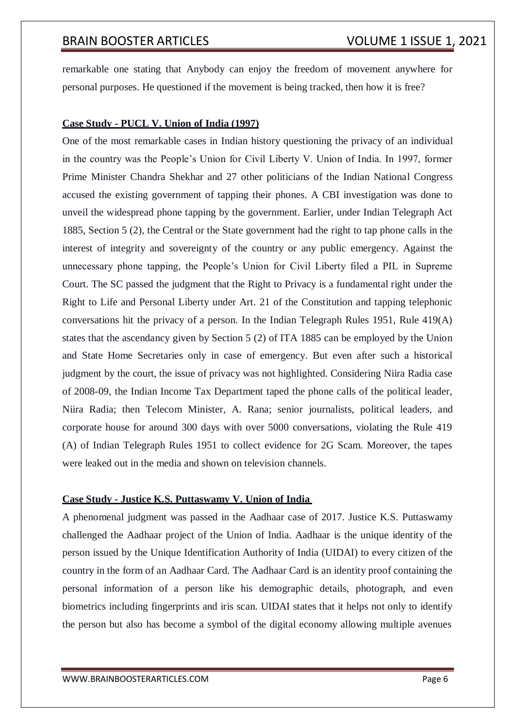remarkable one stating that Anybody can enjoy the freedom of movement anywhere for personal purposes. He questioned if the movement is being tracked, then how it is free?

**Case Study - PUCL V. Union of India (1997)**

One of the most remarkable cases in Indian history questioning the privacy of an individual in the country was the People's Union for Civil Liberty V. Union of India. In 1997, former Prime Minister Chandra Shekhar and 27 other politicians of the Indian National Congress accused the existing government of tapping their phones. A CBI investigation was done to unveil the widespread phone tapping by the government. Earlier, under Indian Telegraph Act 1885, Section 5 (2), the Central or the State government had the right to tap phone calls in the interest of integrity and sovereignty of the country or any public emergency. Against the unnecessary phone tapping, the People's Union for Civil Liberty filed a PIL in Supreme Court. The SC passed the judgment that the Right to Privacy is a fundamental right under the Right to Life and Personal Liberty under Art. 21 of the Constitution and tapping telephonic conversations hit the privacy of a person. In the Indian Telegraph Rules 1951, Rule 419(A) states that the ascendancy given by Section 5 (2) of ITA 1885 can be employed by the Union and State Home Secretaries only in case of emergency. But even after such a historical judgment by the court, the issue of privacy was not highlighted. Considering Niira Radia case of 2008-09, the Indian Income Tax Department taped the phone calls of the political leader, Niira Radia; then Telecom Minister, A. Rana; senior journalists, political leaders, and corporate house for around 300 days with over 5000 conversations, violating the Rule 419 (A) of Indian Telegraph Rules 1951 to collect evidence for 2G Scam. Moreover, the tapes were leaked out in the media and shown on television channels.

**Case Study - Justice K.S. Puttaswamy V. Union of India**

A phenomenal judgment was passed in the Aadhaar case of 2017. Justice K.S. Puttaswamy challenged the Aadhaar project of the Union of India. Aadhaar is the unique identity of the person issued by the Unique Identification Authority of India (UIDAI) to every citizen of the country in the form of an Aadhaar Card. The Aadhaar Card is an identity proof containing the personal information of a person like his demographic details, photograph, and even biometrics including fingerprints and iris scan. UIDAI states that it helps not only to identify the person but also has become a symbol of the digital economy allowing multiple avenues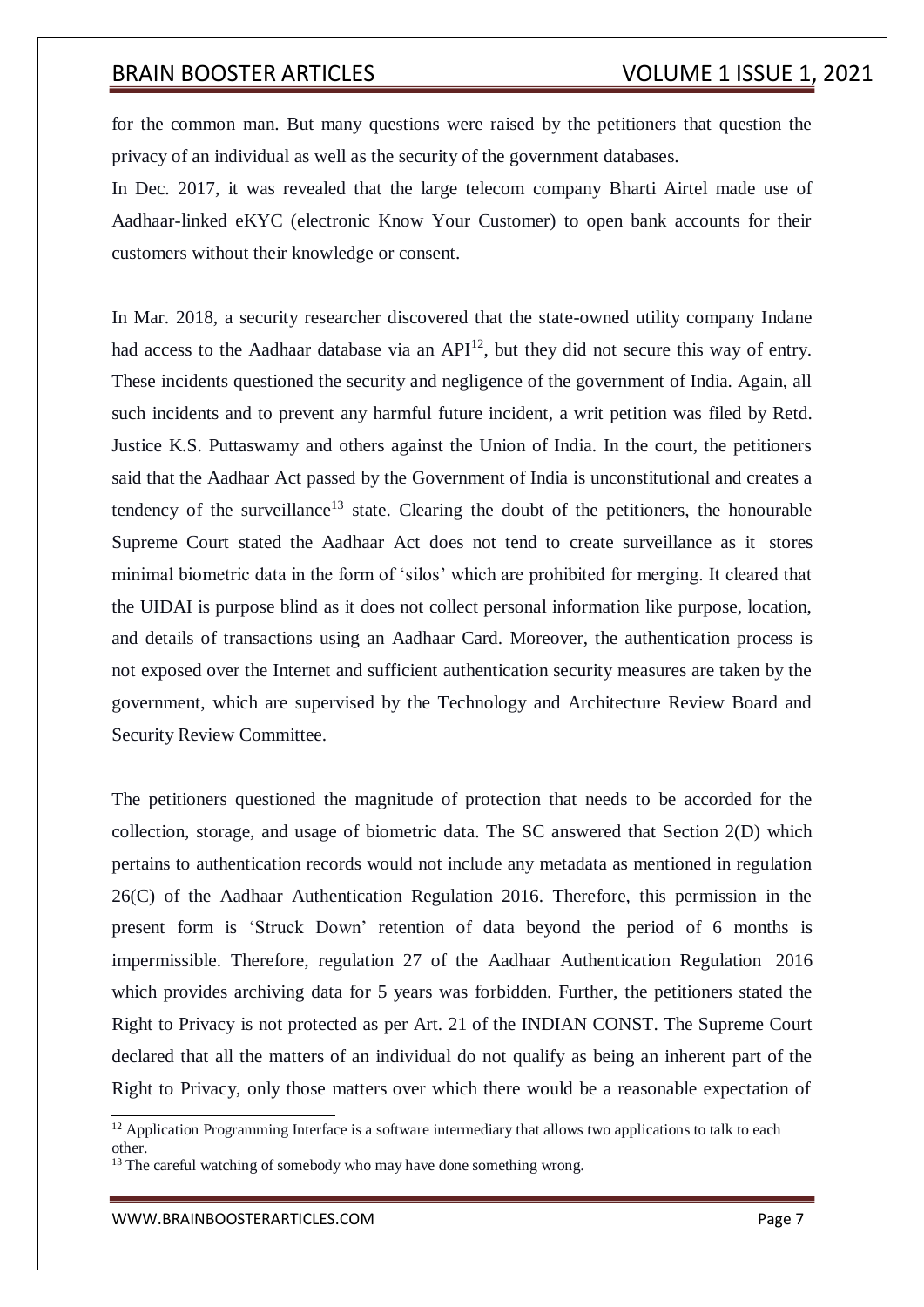for the common man. But many questions were raised by the petitioners that question the privacy of an individual as well as the security of the government databases.

In Dec. 2017, it was revealed that the large telecom company Bharti Airtel made use of Aadhaar-linked eKYC (electronic Know Your Customer) to open bank accounts for their customers without their knowledge or consent.

In Mar. 2018, a security researcher discovered that the state-owned utility company Indane had access to the Aadhaar database via an API[12], but they did not secure this way of entry. These incidents questioned the security and negligence of the government of India. Again, all such incidents and to prevent any harmful future incident, a writ petition was filed by Retd. Justice K.S. Puttaswamy and others against the Union of India. In the court, the petitioners said that the Aadhaar Act passed by the Government of India is unconstitutional and creates a tendency of the surveillance[13] state. Clearing the doubt of the petitioners, the honourable Supreme Court stated the Aadhaar Act does not tend to create surveillance as it stores minimal biometric data in the form of 'silos' which are prohibited for merging. It cleared that the UIDAI is purpose blind as it does not collect personal information like purpose, location, and details of transactions using an Aadhaar Card. Moreover, the authentication process is not exposed over the Internet and sufficient authentication security measures are taken by the government, which are supervised by the Technology and Architecture Review Board and Security Review Committee.

The petitioners questioned the magnitude of protection that needs to be accorded for the collection, storage, and usage of biometric data. The SC answered that Section 2(D) which pertains to authentication records would not include any metadata as mentioned in regulation 26(C) of the Aadhaar Authentication Regulation 2016. Therefore, this permission in the present form is 'Struck Down' retention of data beyond the period of 6 months is impermissible. Therefore, regulation 27 of the Aadhaar Authentication Regulation 2016 which provides archiving data for 5 years was forbidden. Further, the petitioners stated the Right to Privacy is not protected as per Art. 21 of the INDIAN CONST. The Supreme Court declared that all the matters of an individual do not qualify as being an inherent part of the Right to Privacy, only those matters over which there would be a reasonable expectation of

---

[12] Application Programming Interface is a software intermediary that allows two applications to talk to each other.

[13] The careful watching of somebody who may have done something wrong.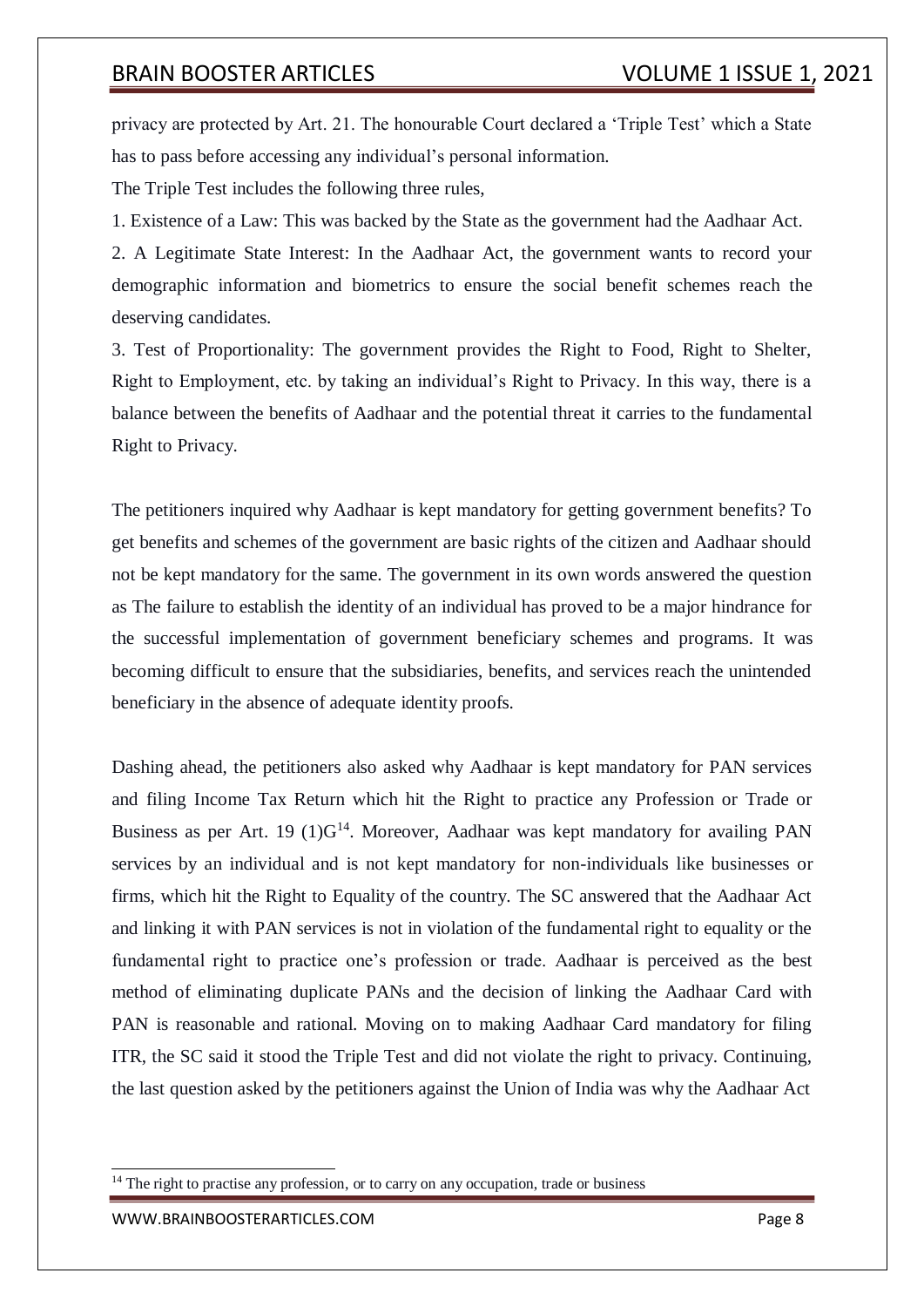privacy are protected by Art. 21. The honourable Court declared a 'Triple Test' which a State has to pass before accessing any individual's personal information.

The Triple Test includes the following three rules,

1. Existence of a Law: This was backed by the State as the government had the Aadhaar Act.
2. A Legitimate State Interest: In the Aadhaar Act, the government wants to record your demographic information and biometrics to ensure the social benefit schemes reach the deserving candidates.
3. Test of Proportionality: The government provides the Right to Food, Right to Shelter, Right to Employment, etc. by taking an individual's Right to Privacy. In this way, there is a balance between the benefits of Aadhaar and the potential threat it carries to the fundamental Right to Privacy.

The petitioners inquired why Aadhaar is kept mandatory for getting government benefits? To get benefits and schemes of the government are basic rights of the citizen and Aadhaar should not be kept mandatory for the same. The government in its own words answered the question as The failure to establish the identity of an individual has proved to be a major hindrance for the successful implementation of government beneficiary schemes and programs. It was becoming difficult to ensure that the subsidiaries, benefits, and services reach the unintended beneficiary in the absence of adequate identity proofs.

Dashing ahead, the petitioners also asked why Aadhaar is kept mandatory for PAN services and filing Income Tax Return which hit the Right to practice any Profession or Trade or Business as per Art. 19 (1)G[14]. Moreover, Aadhaar was kept mandatory for availing PAN services by an individual and is not kept mandatory for non-individuals like businesses or firms, which hit the Right to Equality of the country. The SC answered that the Aadhaar Act and linking it with PAN services is not in violation of the fundamental right to equality or the fundamental right to practice one's profession or trade. Aadhaar is perceived as the best method of eliminating duplicate PANs and the decision of linking the Aadhaar Card with PAN is reasonable and rational. Moving on to making Aadhaar Card mandatory for filing ITR, the SC said it stood the Triple Test and did not violate the right to privacy. Continuing, the last question asked by the petitioners against the Union of India was why the Aadhaar Act

[14] The right to practise any profession, or to carry on any occupation, trade or business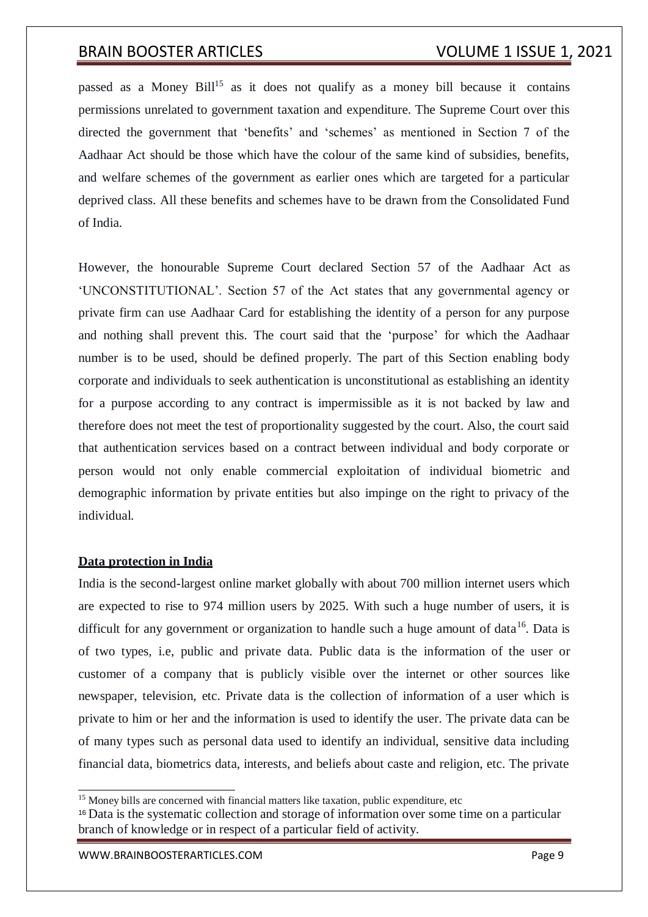passed as a Money Bill[15] as it does not qualify as a money bill because it contains permissions unrelated to government taxation and expenditure. The Supreme Court over this directed the government that 'benefits' and 'schemes' as mentioned in Section 7 of the Aadhaar Act should be those which have the colour of the same kind of subsidies, benefits, and welfare schemes of the government as earlier ones which are targeted for a particular deprived class. All these benefits and schemes have to be drawn from the Consolidated Fund of India.

However, the honourable Supreme Court declared Section 57 of the Aadhaar Act as 'UNCONSTITUTIONAL'. Section 57 of the Act states that any governmental agency or private firm can use Aadhaar Card for establishing the identity of a person for any purpose and nothing shall prevent this. The court said that the 'purpose' for which the Aadhaar number is to be used, should be defined properly. The part of this Section enabling body corporate and individuals to seek authentication is unconstitutional as establishing an identity for a purpose according to any contract is impermissible as it is not backed by law and therefore does not meet the test of proportionality suggested by the court. Also, the court said that authentication services based on a contract between individual and body corporate or person would not only enable commercial exploitation of individual biometric and demographic information by private entities but also impinge on the right to privacy of the individual.

## Data protection in India

India is the second-largest online market globally with about 700 million internet users which are expected to rise to 974 million users by 2025. With such a huge number of users, it is difficult for any government or organization to handle such a huge amount of data[16]. Data is of two types, i.e, public and private data. Public data is the information of the user or customer of a company that is publicly visible over the internet or other sources like newspaper, television, etc. Private data is the collection of information of a user which is private to him or her and the information is used to identify the user. The private data can be of many types such as personal data used to identify an individual, sensitive data including financial data, biometrics data, interests, and beliefs about caste and religion, etc. The private

---

[15] Money bills are concerned with financial matters like taxation, public expenditure, etc

[16] Data is the systematic collection and storage of information over some time on a particular branch of knowledge or in respect of a particular field of activity.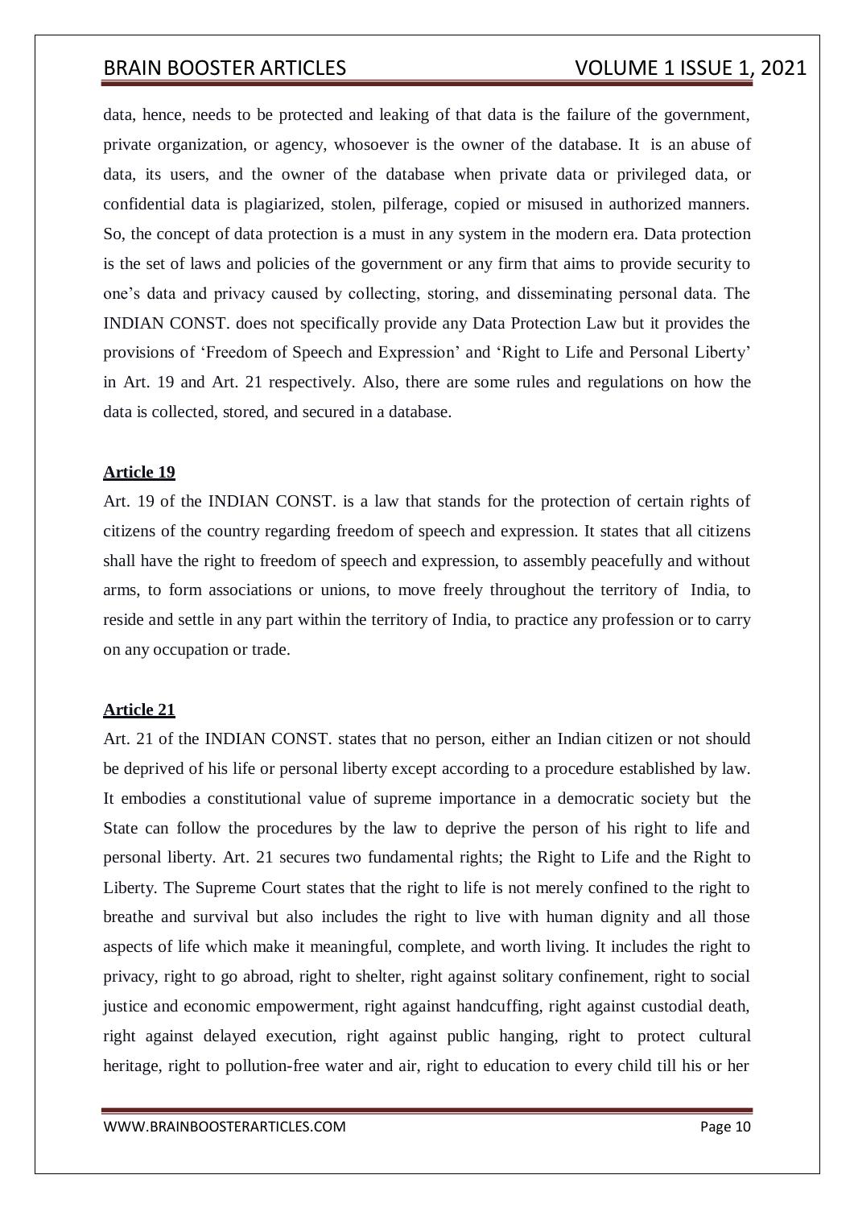data, hence, needs to be protected and leaking of that data is the failure of the government, private organization, or agency, whosoever is the owner of the database. It is an abuse of data, its users, and the owner of the database when private data or privileged data, or confidential data is plagiarized, stolen, pilferage, copied or misused in authorized manners. So, the concept of data protection is a must in any system in the modern era. Data protection is the set of laws and policies of the government or any firm that aims to provide security to one's data and privacy caused by collecting, storing, and disseminating personal data. The INDIAN CONST. does not specifically provide any Data Protection Law but it provides the provisions of 'Freedom of Speech and Expression' and 'Right to Life and Personal Liberty' in Art. 19 and Art. 21 respectively. Also, there are some rules and regulations on how the data is collected, stored, and secured in a database.

## Article 19

Art. 19 of the INDIAN CONST. is a law that stands for the protection of certain rights of citizens of the country regarding freedom of speech and expression. It states that all citizens shall have the right to freedom of speech and expression, to assembly peacefully and without arms, to form associations or unions, to move freely throughout the territory of India, to reside and settle in any part within the territory of India, to practice any profession or to carry on any occupation or trade.

## Article 21

Art. 21 of the INDIAN CONST. states that no person, either an Indian citizen or not should be deprived of his life or personal liberty except according to a procedure established by law. It embodies a constitutional value of supreme importance in a democratic society but the State can follow the procedures by the law to deprive the person of his right to life and personal liberty. Art. 21 secures two fundamental rights; the Right to Life and the Right to Liberty. The Supreme Court states that the right to life is not merely confined to the right to breathe and survival but also includes the right to live with human dignity and all those aspects of life which make it meaningful, complete, and worth living. It includes the right to privacy, right to go abroad, right to shelter, right against solitary confinement, right to social justice and economic empowerment, right against handcuffing, right against custodial death, right against delayed execution, right against public hanging, right to protect cultural heritage, right to pollution-free water and air, right to education to every child till his or her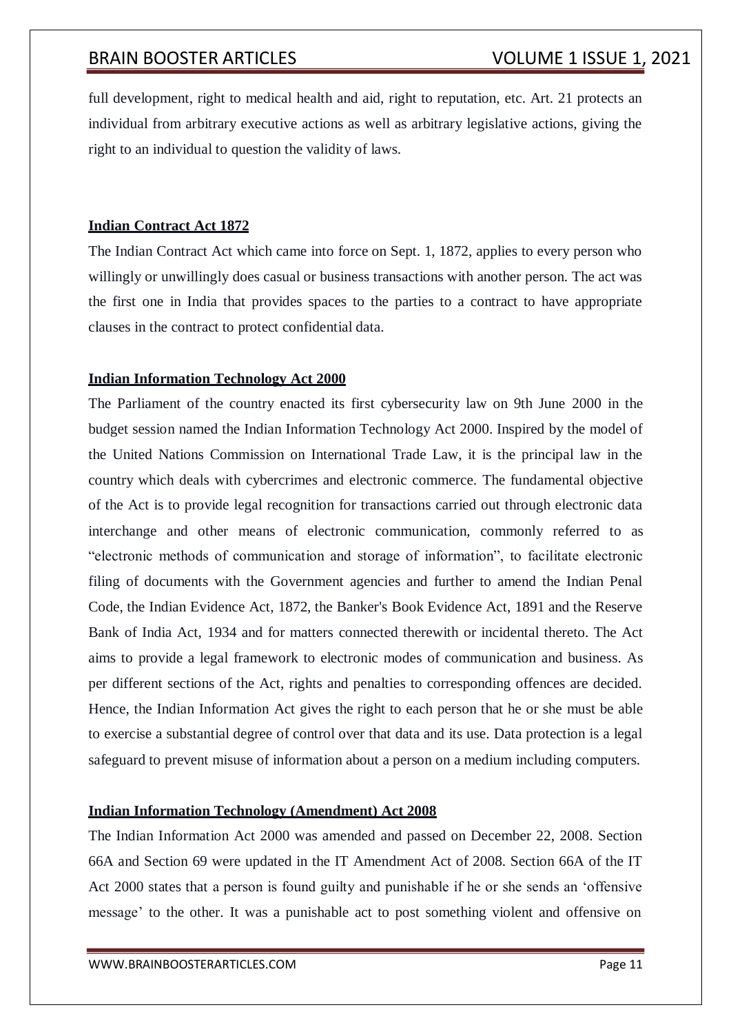full development, right to medical health and aid, right to reputation, etc. Art. 21 protects an individual from arbitrary executive actions as well as arbitrary legislative actions, giving the right to an individual to question the validity of laws.

### Indian Contract Act 1872

The Indian Contract Act which came into force on Sept. 1, 1872, applies to every person who willingly or unwillingly does casual or business transactions with another person. The act was the first one in India that provides spaces to the parties to a contract to have appropriate clauses in the contract to protect confidential data.

### Indian Information Technology Act 2000

The Parliament of the country enacted its first cybersecurity law on 9th June 2000 in the budget session named the Indian Information Technology Act 2000. Inspired by the model of the United Nations Commission on International Trade Law, it is the principal law in the country which deals with cybercrimes and electronic commerce. The fundamental objective of the Act is to provide legal recognition for transactions carried out through electronic data interchange and other means of electronic communication, commonly referred to as "electronic methods of communication and storage of information", to facilitate electronic filing of documents with the Government agencies and further to amend the Indian Penal Code, the Indian Evidence Act, 1872, the Banker's Book Evidence Act, 1891 and the Reserve Bank of India Act, 1934 and for matters connected therewith or incidental thereto. The Act aims to provide a legal framework to electronic modes of communication and business. As per different sections of the Act, rights and penalties to corresponding offences are decided. Hence, the Indian Information Act gives the right to each person that he or she must be able to exercise a substantial degree of control over that data and its use. Data protection is a legal safeguard to prevent misuse of information about a person on a medium including computers.

### Indian Information Technology (Amendment) Act 2008

The Indian Information Act 2000 was amended and passed on December 22, 2008. Section 66A and Section 69 were updated in the IT Amendment Act of 2008. Section 66A of the IT Act 2000 states that a person is found guilty and punishable if he or she sends an 'offensive message' to the other. It was a punishable act to post something violent and offensive on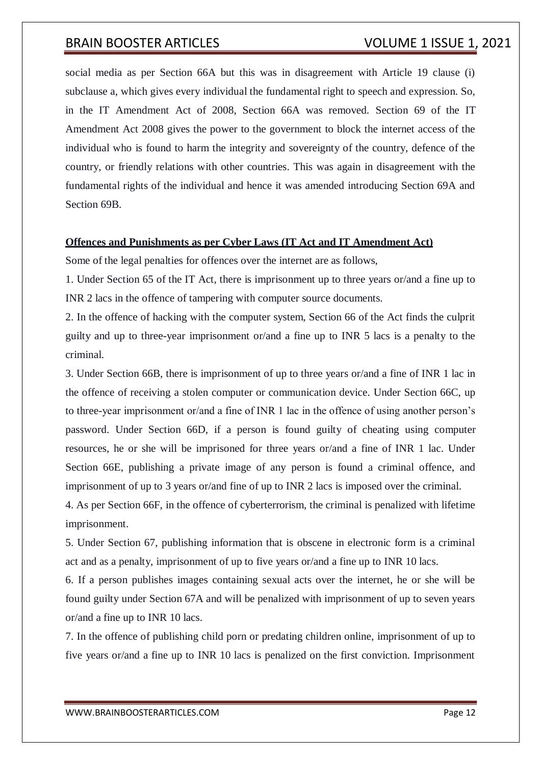social media as per Section 66A but this was in disagreement with Article 19 clause (i) subclause a, which gives every individual the fundamental right to speech and expression. So, in the IT Amendment Act of 2008, Section 66A was removed. Section 69 of the IT Amendment Act 2008 gives the power to the government to block the internet access of the individual who is found to harm the integrity and sovereignty of the country, defence of the country, or friendly relations with other countries. This was again in disagreement with the fundamental rights of the individual and hence it was amended introducing Section 69A and Section 69B.

**Offences and Punishments as per Cyber Laws (IT Act and IT Amendment Act)**

Some of the legal penalties for offences over the internet are as follows,

1. Under Section 65 of the IT Act, there is imprisonment up to three years or/and a fine up to INR 2 lacs in the offence of tampering with computer source documents.
2. In the offence of hacking with the computer system, Section 66 of the Act finds the culprit guilty and up to three-year imprisonment or/and a fine up to INR 5 lacs is a penalty to the criminal.
3. Under Section 66B, there is imprisonment of up to three years or/and a fine of INR 1 lac in the offence of receiving a stolen computer or communication device. Under Section 66C, up to three-year imprisonment or/and a fine of INR 1 lac in the offence of using another person's password. Under Section 66D, if a person is found guilty of cheating using computer resources, he or she will be imprisoned for three years or/and a fine of INR 1 lac. Under Section 66E, publishing a private image of any person is found a criminal offence, and imprisonment of up to 3 years or/and fine of up to INR 2 lacs is imposed over the criminal.
4. As per Section 66F, in the offence of cyberterrorism, the criminal is penalized with lifetime imprisonment.
5. Under Section 67, publishing information that is obscene in electronic form is a criminal act and as a penalty, imprisonment of up to five years or/and a fine up to INR 10 lacs.
6. If a person publishes images containing sexual acts over the internet, he or she will be found guilty under Section 67A and will be penalized with imprisonment of up to seven years or/and a fine up to INR 10 lacs.
7. In the offence of publishing child porn or predating children online, imprisonment of up to five years or/and a fine up to INR 10 lacs is penalized on the first conviction. Imprisonment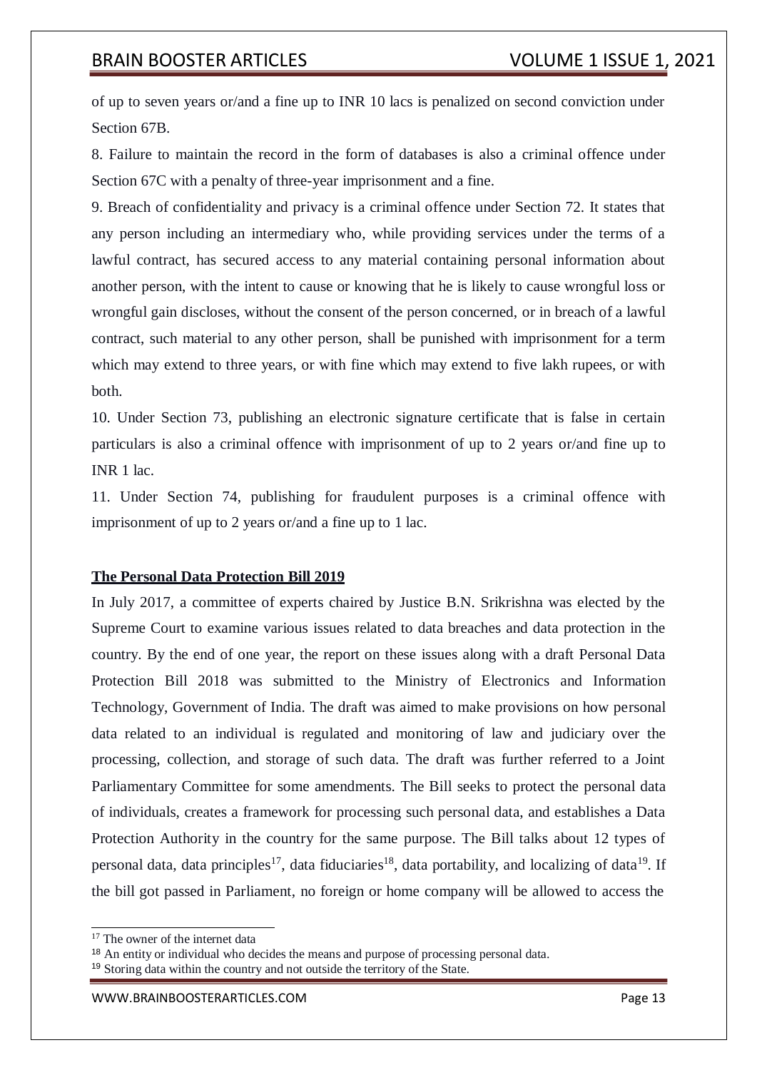of up to seven years or/and a fine up to INR 10 lacs is penalized on second conviction under Section 67B.

8. Failure to maintain the record in the form of databases is also a criminal offence under Section 67C with a penalty of three-year imprisonment and a fine.

9. Breach of confidentiality and privacy is a criminal offence under Section 72. It states that any person including an intermediary who, while providing services under the terms of a lawful contract, has secured access to any material containing personal information about another person, with the intent to cause or knowing that he is likely to cause wrongful loss or wrongful gain discloses, without the consent of the person concerned, or in breach of a lawful contract, such material to any other person, shall be punished with imprisonment for a term which may extend to three years, or with fine which may extend to five lakh rupees, or with both.

10. Under Section 73, publishing an electronic signature certificate that is false in certain particulars is also a criminal offence with imprisonment of up to 2 years or/and fine up to INR 1 lac.

11. Under Section 74, publishing for fraudulent purposes is a criminal offence with imprisonment of up to 2 years or/and a fine up to 1 lac.

**The Personal Data Protection Bill 2019**

In July 2017, a committee of experts chaired by Justice B.N. Srikrishna was elected by the Supreme Court to examine various issues related to data breaches and data protection in the country. By the end of one year, the report on these issues along with a draft Personal Data Protection Bill 2018 was submitted to the Ministry of Electronics and Information Technology, Government of India. The draft was aimed to make provisions on how personal data related to an individual is regulated and monitoring of law and judiciary over the processing, collection, and storage of such data. The draft was further referred to a Joint Parliamentary Committee for some amendments. The Bill seeks to protect the personal data of individuals, creates a framework for processing such personal data, and establishes a Data Protection Authority in the country for the same purpose. The Bill talks about 12 types of personal data, data principles[17], data fiduciaries[18], data portability, and localizing of data[19]. If the bill got passed in Parliament, no foreign or home company will be allowed to access the

[17] The owner of the internet data

[18] An entity or individual who decides the means and purpose of processing personal data.

[19] Storing data within the country and not outside the territory of the State.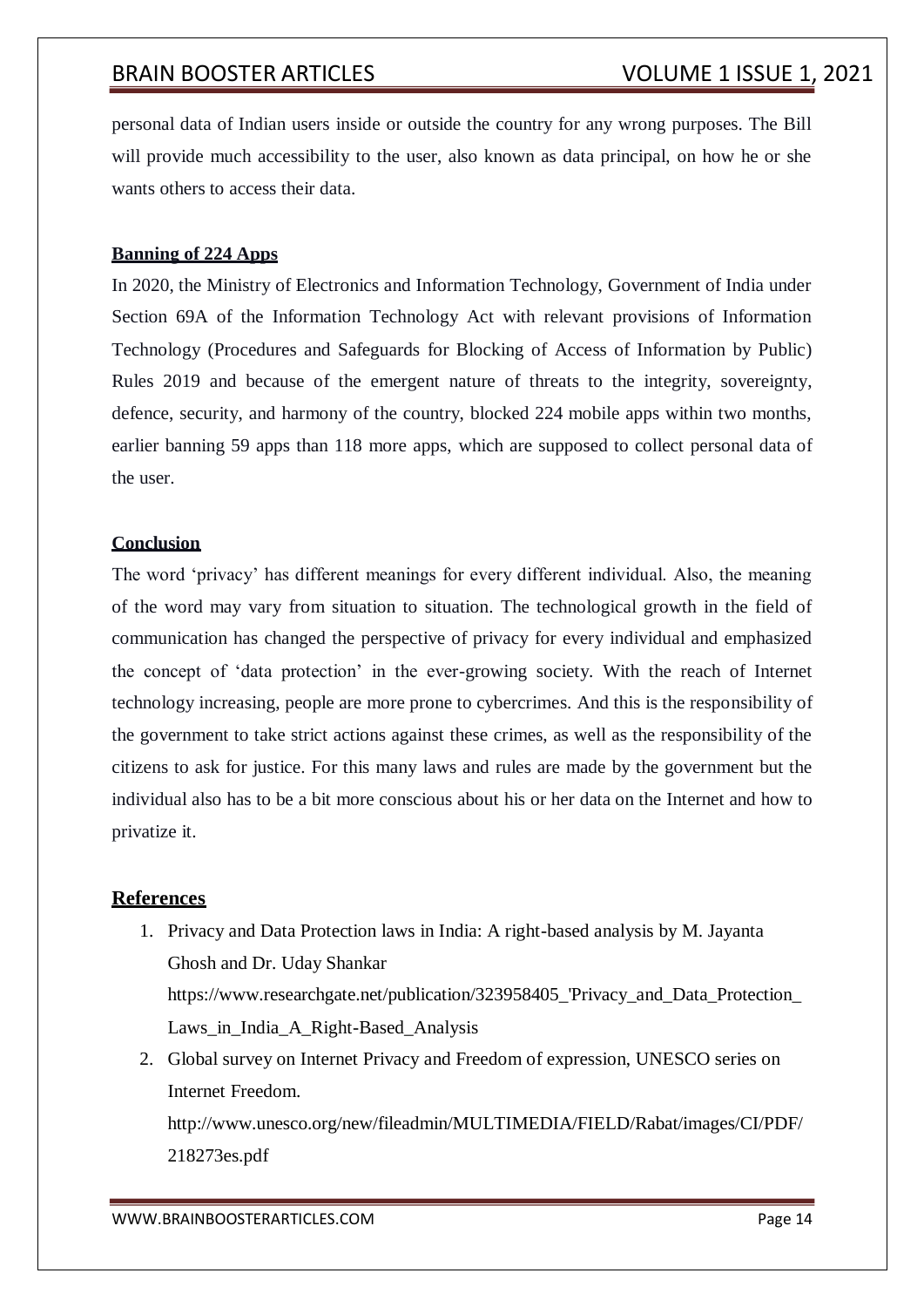personal data of Indian users inside or outside the country for any wrong purposes. The Bill will provide much accessibility to the user, also known as data principal, on how he or she wants others to access their data.

**Banning of 224 Apps**

In 2020, the Ministry of Electronics and Information Technology, Government of India under Section 69A of the Information Technology Act with relevant provisions of Information Technology (Procedures and Safeguards for Blocking of Access of Information by Public) Rules 2019 and because of the emergent nature of threats to the integrity, sovereignty, defence, security, and harmony of the country, blocked 224 mobile apps within two months, earlier banning 59 apps than 118 more apps, which are supposed to collect personal data of the user.

**Conclusion**

The word 'privacy' has different meanings for every different individual. Also, the meaning of the word may vary from situation to situation. The technological growth in the field of communication has changed the perspective of privacy for every individual and emphasized the concept of 'data protection' in the ever-growing society. With the reach of Internet technology increasing, people are more prone to cybercrimes. And this is the responsibility of the government to take strict actions against these crimes, as well as the responsibility of the citizens to ask for justice. For this many laws and rules are made by the government but the individual also has to be a bit more conscious about his or her data on the Internet and how to privatize it.

## References

1. Privacy and Data Protection laws in India: A right-based analysis by M. Jayanta Ghosh and Dr. Uday Shankar
   https://www.researchgate.net/publication/323958405_'Privacy_and_Data_Protection_Laws_in_India_A_Right-Based_Analysis
2. Global survey on Internet Privacy and Freedom of expression, UNESCO series on Internet Freedom.
   http://www.unesco.org/new/fileadmin/MULTIMEDIA/FIELD/Rabat/images/CI/PDF/218273es.pdf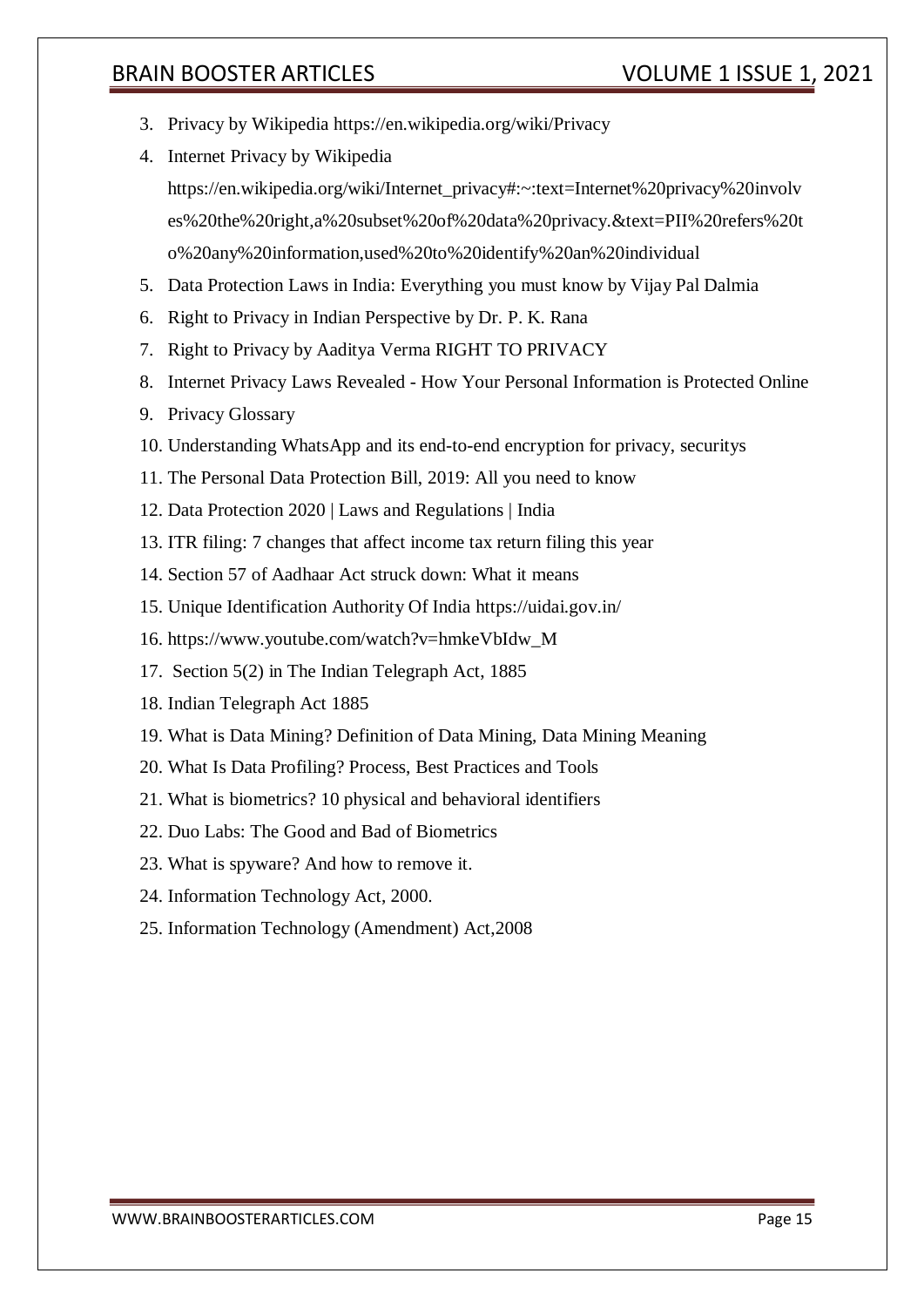3. Privacy by Wikipedia https://en.wikipedia.org/wiki/Privacy
4. Internet Privacy by Wikipedia https://en.wikipedia.org/wiki/Internet_privacy#:~:text=Internet%20privacy%20involves%20the%20right,a%20subset%20of%20data%20privacy.&text=PII%20refers%20to%20any%20information,used%20to%20identify%20an%20individual
5. Data Protection Laws in India: Everything you must know by Vijay Pal Dalmia
6. Right to Privacy in Indian Perspective by Dr. P. K. Rana
7. Right to Privacy by Aaditya Verma RIGHT TO PRIVACY
8. Internet Privacy Laws Revealed - How Your Personal Information is Protected Online
9. Privacy Glossary
10. Understanding WhatsApp and its end-to-end encryption for privacy, securitys
11. The Personal Data Protection Bill, 2019: All you need to know
12. Data Protection 2020 | Laws and Regulations | India
13. ITR filing: 7 changes that affect income tax return filing this year
14. Section 57 of Aadhaar Act struck down: What it means
15. Unique Identification Authority Of India https://uidai.gov.in/
16. https://www.youtube.com/watch?v=hmkeVbIdw_M
17. Section 5(2) in The Indian Telegraph Act, 1885
18. Indian Telegraph Act 1885
19. What is Data Mining? Definition of Data Mining, Data Mining Meaning
20. What Is Data Profiling? Process, Best Practices and Tools
21. What is biometrics? 10 physical and behavioral identifiers
22. Duo Labs: The Good and Bad of Biometrics
23. What is spyware? And how to remove it.
24. Information Technology Act, 2000.
25. Information Technology (Amendment) Act,2008